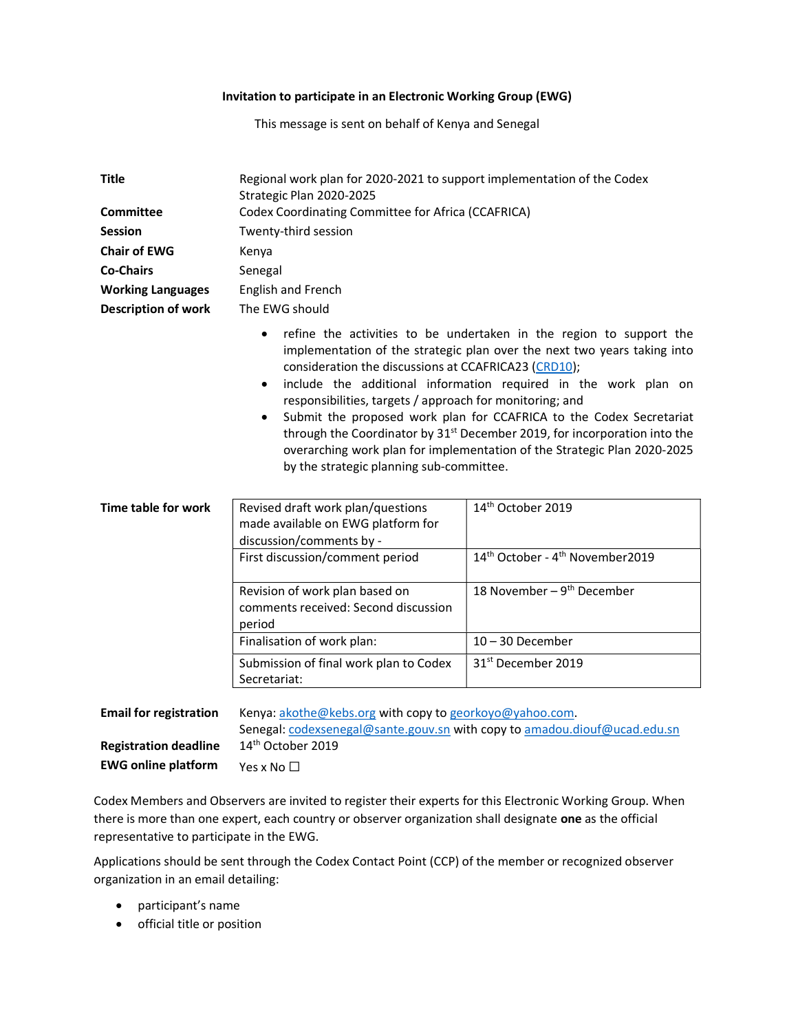**Invitation to participate in an Electronic Working Group (EWG)**

This message is sent on behalf of Kenya and Senegal

**Title** Regional work plan for 2020-2021 to support implementation of the Codex Strategic Plan 2020-2025

**Committee** Codex Coordinating Committee for Africa (CCAFRICA)

**Session** Twenty-third session

**Chair of EWG** Kenya

**Co-Chairs** Senegal

**Working Languages** English and French

**Description of work** The EWG should

- refine the activities to be undertaken in the region to support the implementation of the strategic plan over the next two years taking into consideration the discussions at CCAFRICA23 (CRD10);
- include the additional information required in the work plan on responsibilities, targets / approach for monitoring; and
- Submit the proposed work plan for CCAFRICA to the Codex Secretariat through the Coordinator by 31st December 2019, for incorporation into the overarching work plan for implementation of the Strategic Plan 2020-2025 by the strategic planning sub-committee.

**Time table for work**

| | |
|---|---|
| Revised draft work plan/questions made available on EWG platform for discussion/comments by - | 14th October 2019 |
| First discussion/comment period | 14th October - 4th November2019 |
| Revision of work plan based on comments received: Second discussion period | 18 November – 9th December |
| Finalisation of work plan: | 10 – 30 December |
| Submission of final work plan to Codex Secretariat: | 31st December 2019 |

**Email for registration** Kenya: akothe@kebs.org with copy to georkoyo@yahoo.com.
Senegal: codexsenegal@sante.gouv.sn with copy to amadou.diouf@ucad.edu.sn

**Registration deadline** 14th October 2019

**EWG online platform** Yes x No ☐

Codex Members and Observers are invited to register their experts for this Electronic Working Group. When there is more than one expert, each country or observer organization shall designate **one** as the official representative to participate in the EWG.

Applications should be sent through the Codex Contact Point (CCP) of the member or recognized observer organization in an email detailing:

- participant's name
- official title or position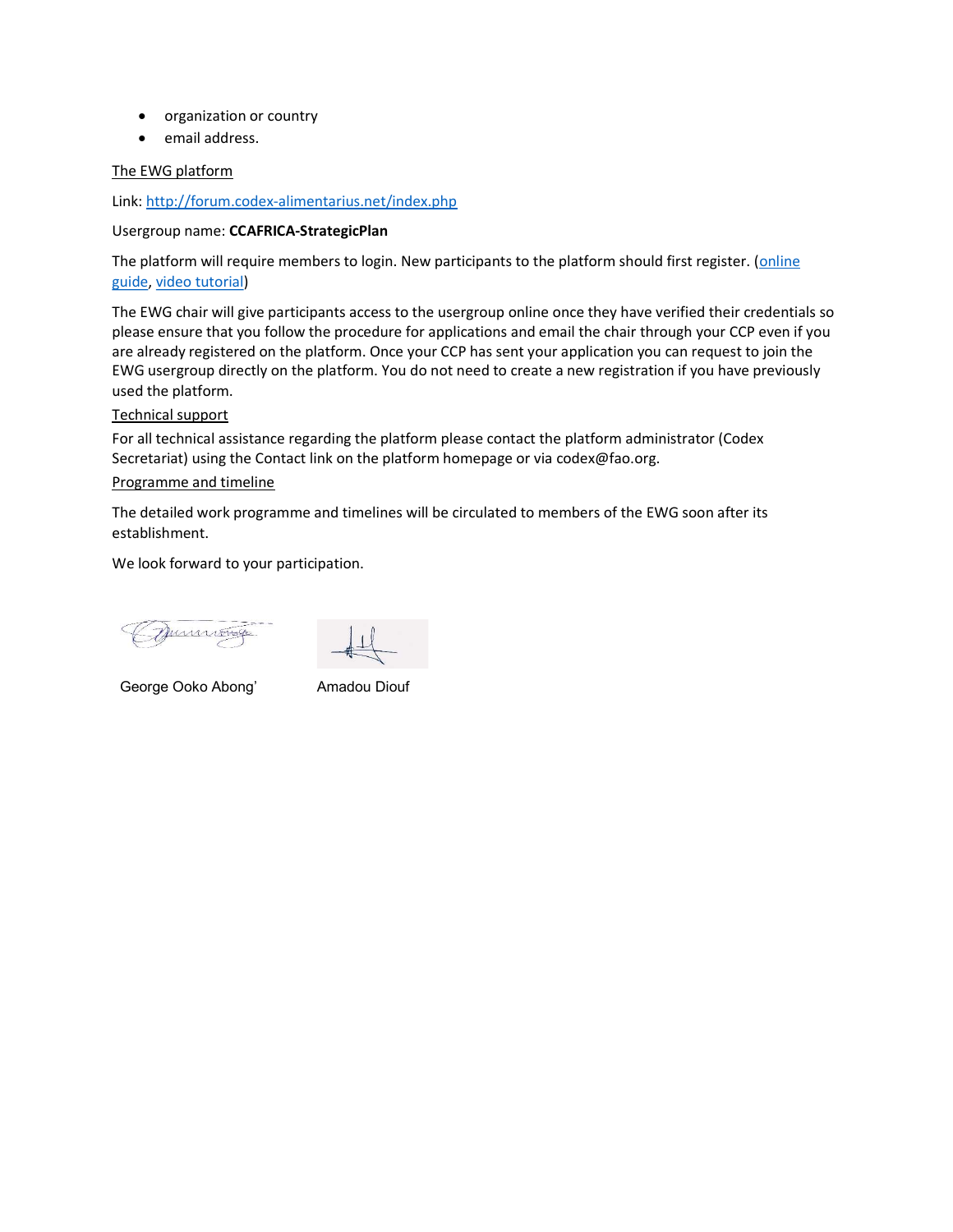- organization or country
- email address.

The EWG platform

Link: [http://forum.codex-alimentarius.net/index.php](http://forum.codex-alimentarius.net/index.php)

Usergroup name: **CCAFRICA-StrategicPlan**

The platform will require members to login. New participants to the platform should first register. (online guide, video tutorial)

The EWG chair will give participants access to the usergroup online once they have verified their credentials so please ensure that you follow the procedure for applications and email the chair through your CCP even if you are already registered on the platform. Once your CCP has sent your application you can request to join the EWG usergroup directly on the platform. You do not need to create a new registration if you have previously used the platform.

Technical support

For all technical assistance regarding the platform please contact the platform administrator (Codex Secretariat) using the Contact link on the platform homepage or via codex@fao.org.

Programme and timeline

The detailed work programme and timelines will be circulated to members of the EWG soon after its establishment.

We look forward to your participation.

George Ooko Abong'    Amadou Diouf